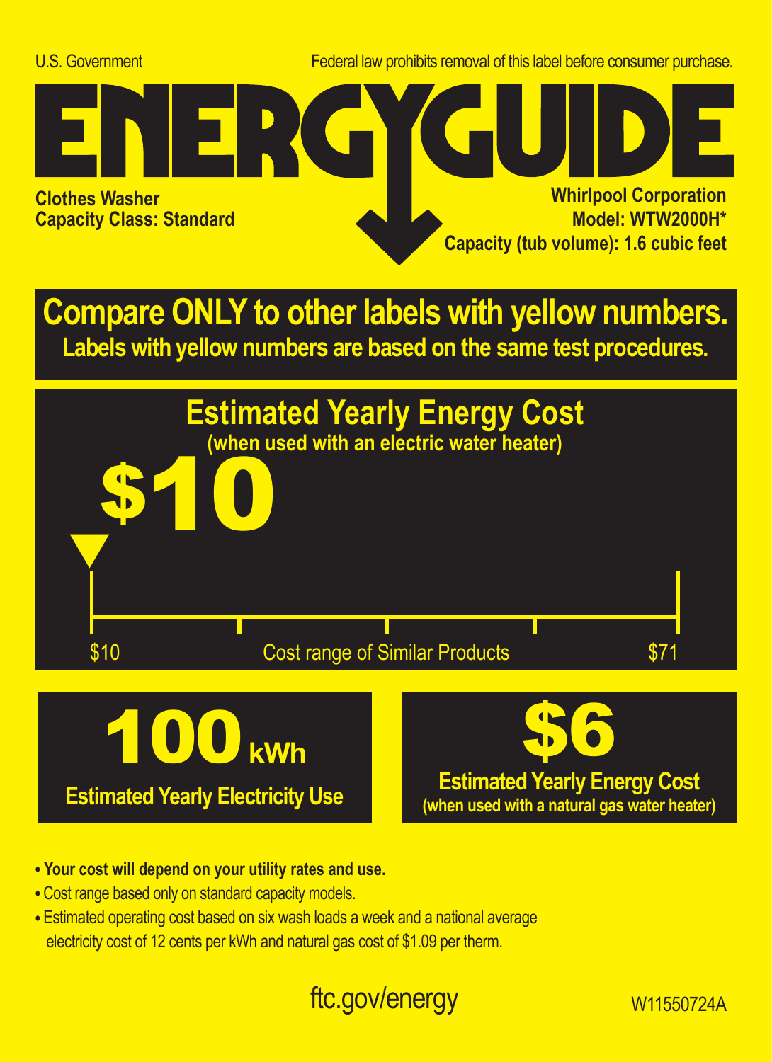U.S. Government

Federal law prohibits removal of this label before consumer purchase.

# ENERGYGUIDE

**Clothes Washer**
**Capacity Class: Standard**

**Whirlpool Corporation**
**Model: WTW2000H***
**Capacity (tub volume): 1.6 cubic feet**

## Compare ONLY to other labels with yellow numbers.

**Labels with yellow numbers are based on the same test procedures.**

## Estimated Yearly Energy Cost

**(when used with an electric water heater)**

# $10

$10 — Cost range of Similar Products — $71

# 100 kWh

**Estimated Yearly Electricity Use**

# $6

**Estimated Yearly Energy Cost**
**(when used with a natural gas water heater)**

- **Your cost will depend on your utility rates and use.**
- Cost range based only on standard capacity models.
- Estimated operating cost based on six wash loads a week and a national average electricity cost of 12 cents per kWh and natural gas cost of $1.09 per therm.

ftc.gov/energy

W11550724A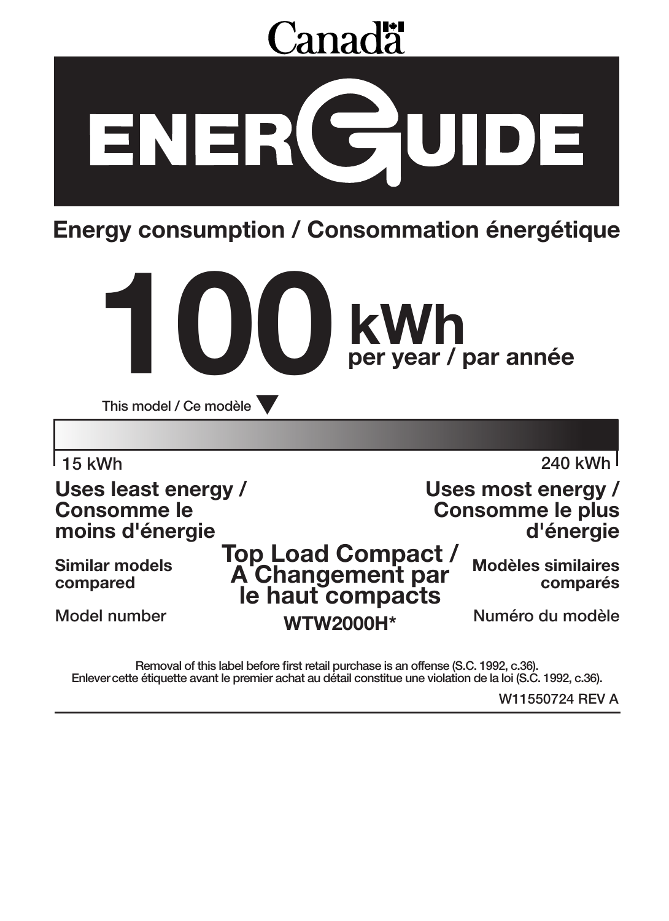Canada

# ENERGUIDE

## Energy consumption / Consommation énergétique

# 100 kWh

**per year / par année**

This model / Ce modèle ▼

15 kWh

240 kWh

**Uses least energy / Consomme le moins d'énergie**

**Uses most energy / Consomme le plus d'énergie**

**Similar models compared**

**Top Load Compact / A Changement par le haut compacts**

**Modèles similaires comparés**

Model number

**WTW2000H***

Numéro du modèle

**Removal of this label before first retail purchase is an offense (S.C. 1992, c.36).**
**Enlever cette étiquette avant le premier achat au détail constitue une violation de la loi (S.C. 1992, c.36).**

W11550724 REV A